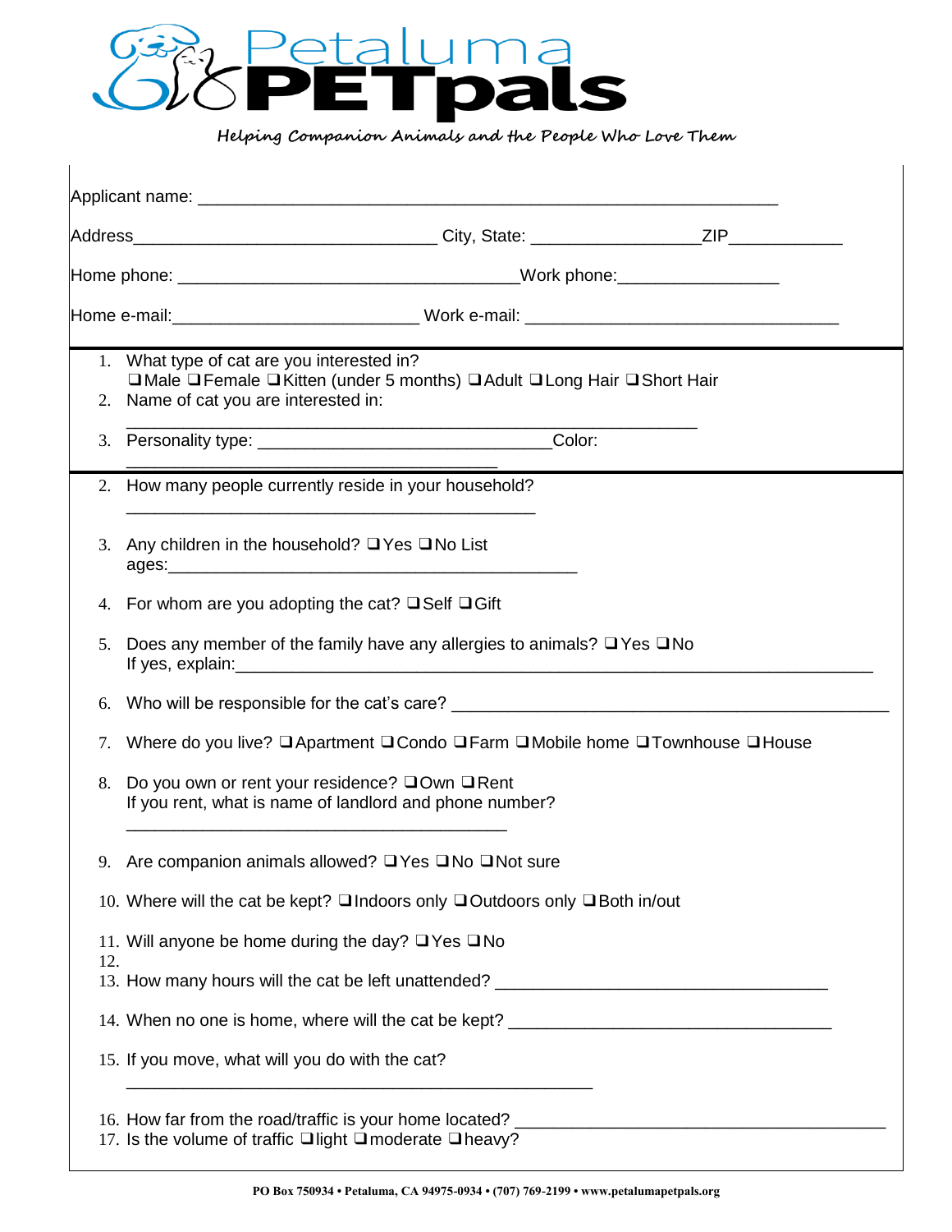# Petaluma PETpals

*Helping Companion Animals and the People Who Love Them*

Applicant name: ____________________________________________________________

Address______________________________ City, State: _______________ZIP___________

Home phone: ________________________________Work phone:_______________

Home e-mail:_______________________ Work e-mail: ______________________________

1. What type of cat are you interested in?
   ❑Male ❑Female ❑Kitten (under 5 months) ❑Adult ❑Long Hair ❑Short Hair
2. Name of cat you are interested in:
   ____________________________________________________________
3. Personality type: ______________________________Color: ______________________________________

2. How many people currently reside in your household?
   ___________________________________________
3. Any children in the household? ❑Yes ❑No List ages:_______________________________________
4. For whom are you adopting the cat? ❑Self ❑Gift
5. Does any member of the family have any allergies to animals? ❑Yes ❑No
   If yes, explain:_____________________________________________________________
6. Who will be responsible for the cat's care? ______________________________________________
7. Where do you live? ❑Apartment ❑Condo ❑Farm ❑Mobile home ❑Townhouse ❑House
8. Do you own or rent your residence? ❑Own ❑Rent
   If you rent, what is name of landlord and phone number?
   ________________________________________
9. Are companion animals allowed? ❑Yes ❑No ❑Not sure
10. Where will the cat be kept? ❑Indoors only ❑Outdoors only ❑Both in/out
11. Will anyone be home during the day? ❑Yes ❑No
12. 
13. How many hours will the cat be left unattended? ___________________________________
14. When no one is home, where will the cat be kept? _________________________________
15. If you move, what will you do with the cat?
    _________________________________________________
16. How far from the road/traffic is your home located? _______________________________________
17. Is the volume of traffic ❑light ❑moderate ❑heavy?

**PO Box 750934 • Petaluma, CA 94975-0934 • (707) 769-2199 • www.petalumapetpals.org**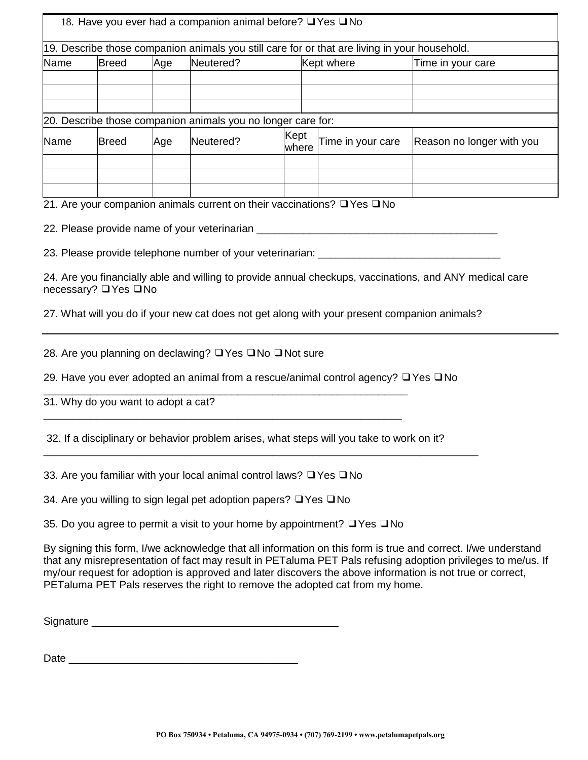18. Have you ever had a companion animal before? ❑ Yes ❑ No

19. Describe those companion animals you still care for or that are living in your household.

| Name | Breed | Age | Neutered? | Kept where | Time in your care |
|---|---|---|---|---|---|
| | | | | | |
| | | | | | |
| | | | | | |

20. Describe those companion animals you no longer care for:

| Name | Breed | Age | Neutered? | Kept where | Time in your care | Reason no longer with you |
|---|---|---|---|---|---|---|
| | | | | | | |
| | | | | | | |
| | | | | | | |

21. Are your companion animals current on their vaccinations? ❑ Yes ❑ No

22. Please provide name of your veterinarian ________________________________________

23. Please provide telephone number of your veterinarian: ______________________________

24. Are you financially able and willing to provide annual checkups, vaccinations, and ANY medical care necessary? ❑ Yes ❑ No

27. What will you do if your new cat does not get along with your present companion animals?

_______________________________________________________________________________

28. Are you planning on declawing? ❑ Yes ❑ No ❑ Not sure

29. Have you ever adopted an animal from a rescue/animal control agency? ❑ Yes ❑ No

_______________________________________________________________

31. Why do you want to adopt a cat?

_______________________________________________________________

32. If a disciplinary or behavior problem arises, what steps will you take to work on it?

_____________________________________________________________________________

33. Are you familiar with your local animal control laws? ❑ Yes ❑ No

34. Are you willing to sign legal pet adoption papers? ❑ Yes ❑ No

35. Do you agree to permit a visit to your home by appointment? ❑ Yes ❑ No

By signing this form, I/we acknowledge that all information on this form is true and correct. I/we understand that any misrepresentation of fact may result in PETaluma PET Pals refusing adoption privileges to me/us. If my/our request for adoption is approved and later discovers the above information is not true or correct, PETaluma PET Pals reserves the right to remove the adopted cat from my home.

Signature ________________________________________

Date ______________________________________

**PO Box 750934 • Petaluma, CA 94975-0934 • (707) 769-2199 • www.petalumapetpals.org**